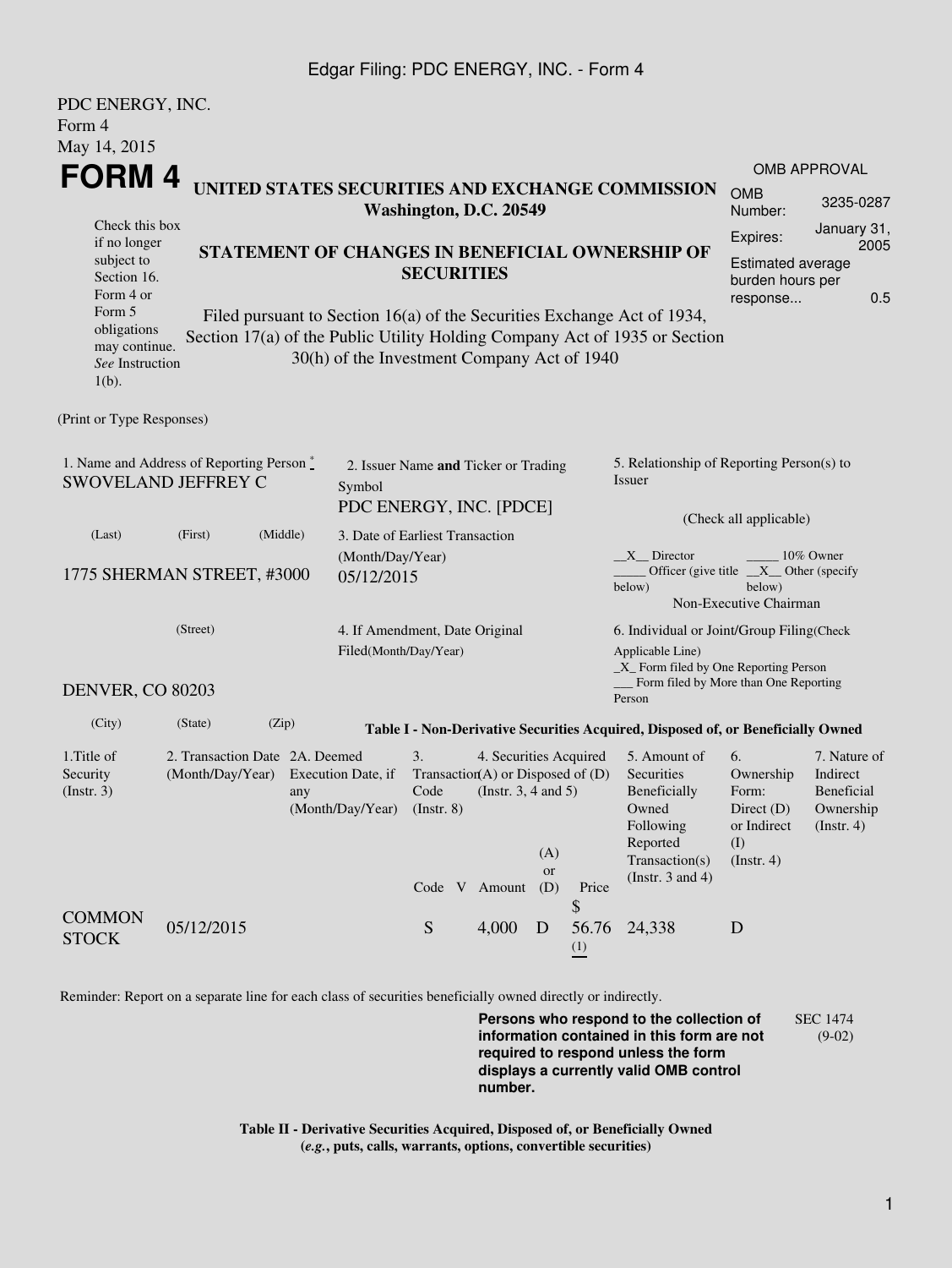PDC ENERGY, INC.
Form 4
May 14, 2015

# FORM 4

## UNITED STATES SECURITIES AND EXCHANGE COMMISSION
**Washington, D.C. 20549**

| OMB APPROVAL | |
|---|---|
| OMB Number: | 3235-0287 |
| Expires: | January 31, 2005 |
| Estimated average burden hours per response... | 0.5 |

Check this box if no longer subject to Section 16. Form 4 or Form 5 obligations may continue. *See* Instruction 1(b).

## STATEMENT OF CHANGES IN BENEFICIAL OWNERSHIP OF SECURITIES

Filed pursuant to Section 16(a) of the Securities Exchange Act of 1934, Section 17(a) of the Public Utility Holding Company Act of 1935 or Section 30(h) of the Investment Company Act of 1940

(Print or Type Responses)

1. Name and Address of Reporting Person *
SWOVELAND JEFFREY C

(Last) (First) (Middle)

1775 SHERMAN STREET, #3000

(Street)

DENVER, CO 80203

(City) (State) (Zip)

2. Issuer Name **and** Ticker or Trading Symbol
PDC ENERGY, INC. [PDCE]

3. Date of Earliest Transaction (Month/Day/Year)
05/12/2015

4. If Amendment, Date Original Filed(Month/Day/Year)

5. Relationship of Reporting Person(s) to Issuer

(Check all applicable)

\_\_X\_\_ Director \_\_\_\_\_ 10% Owner
\_\_\_\_\_ Officer (give title below) \_\_X\_\_ Other (specify below)
Non-Executive Chairman

6. Individual or Joint/Group Filing(Check Applicable Line)
\_X\_ Form filed by One Reporting Person
\_\_\_ Form filed by More than One Reporting Person

**Table I - Non-Derivative Securities Acquired, Disposed of, or Beneficially Owned**

| 1.Title of Security (Instr. 3) | 2. Transaction Date (Month/Day/Year) | 2A. Deemed Execution Date, if any (Month/Day/Year) | 3. Transaction Code (Instr. 8) | | 4. Securities Acquired (A) or Disposed of (D) (Instr. 3, 4 and 5) | | | 5. Amount of Securities Beneficially Owned Following Reported Transaction(s) (Instr. 3 and 4) | 6. Ownership Form: Direct (D) or Indirect (I) (Instr. 4) | 7. Nature of Indirect Beneficial Ownership (Instr. 4) |
|---|---|---|---|---|---|---|---|---|---|---|
| | | | Code | V | Amount | (A) or (D) | Price | | | |
| COMMON STOCK | 05/12/2015 | | S | | 4,000 | D | $ 56.76 (1) | 24,338 | D | |

Reminder: Report on a separate line for each class of securities beneficially owned directly or indirectly.

**Persons who respond to the collection of information contained in this form are not required to respond unless the form displays a currently valid OMB control number.**

SEC 1474 (9-02)

**Table II - Derivative Securities Acquired, Disposed of, or Beneficially Owned**
**(*e.g.*, puts, calls, warrants, options, convertible securities)**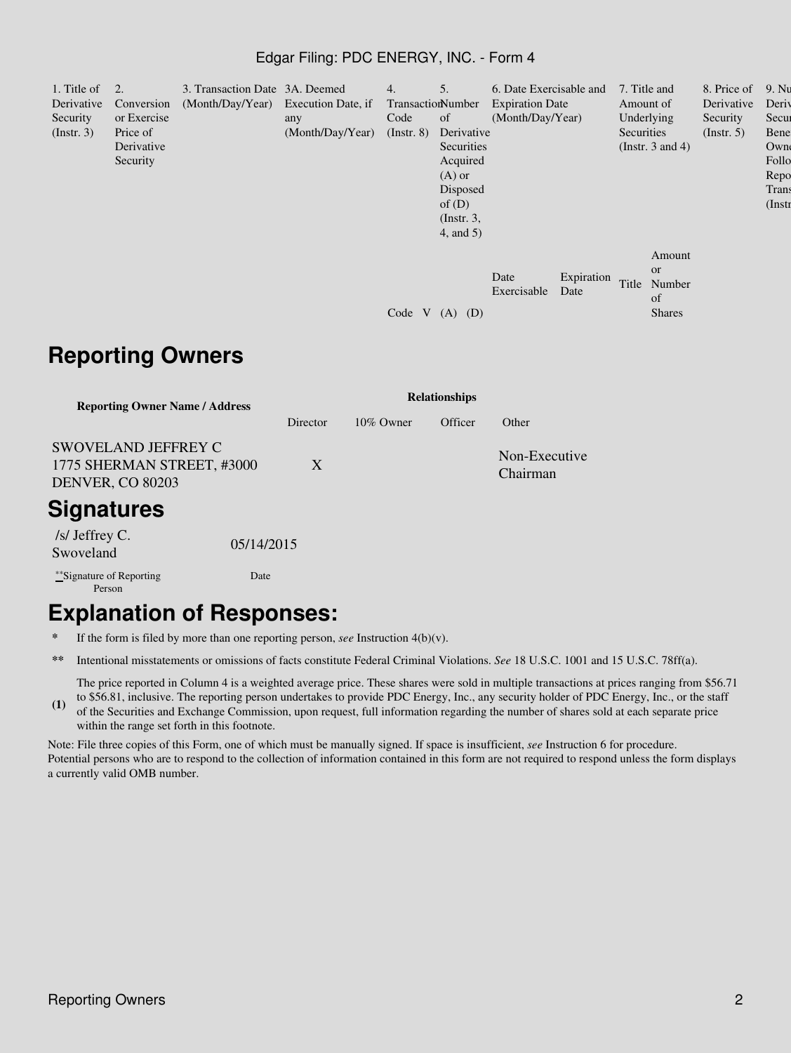| 1. Title of Derivative Security (Instr. 3) | 2. Conversion or Exercise Price of Derivative Security | 3. Transaction Date (Month/Day/Year) | 3A. Deemed Execution Date, if any (Month/Day/Year) | 4. Transaction Code (Instr. 8) | | 5. Number of Derivative Securities Acquired (A) or Disposed of (D) (Instr. 3, 4, and 5) | | 6. Date Exercisable and Expiration Date (Month/Day/Year) | | 7. Title and Amount of Underlying Securities (Instr. 3 and 4) | | 8. Price of Derivative Security (Instr. 5) | 9. Nu Deriv Secur Bene Own Follo Repo Trans (Instr |
|---|---|---|---|---|---|---|---|---|---|---|---|---|---|
| | | | | Code | V | (A) | (D) | Date Exercisable | Expiration Date | Title | Amount or Number of Shares | | |

## Reporting Owners

| Reporting Owner Name / Address | Relationships | | | |
|---|---|---|---|---|
| | Director | 10% Owner | Officer | Other |
| SWOVELAND JEFFREY C<br>1775 SHERMAN STREET, #3000<br>DENVER, CO 80203 | X | | | Non-Executive Chairman |

## Signatures

| | |
|---|---|
| /s/ Jeffrey C. Swoveland | 05/14/2015 |
| **Signature of Reporting Person | Date |

## Explanation of Responses:

* If the form is filed by more than one reporting person, *see* Instruction 4(b)(v).

** Intentional misstatements or omissions of facts constitute Federal Criminal Violations. *See* 18 U.S.C. 1001 and 15 U.S.C. 78ff(a).

**(1)** The price reported in Column 4 is a weighted average price. These shares were sold in multiple transactions at prices ranging from $56.71 to $56.81, inclusive. The reporting person undertakes to provide PDC Energy, Inc., any security holder of PDC Energy, Inc., or the staff of the Securities and Exchange Commission, upon request, full information regarding the number of shares sold at each separate price within the range set forth in this footnote.

Note: File three copies of this Form, one of which must be manually signed. If space is insufficient, *see* Instruction 6 for procedure.
Potential persons who are to respond to the collection of information contained in this form are not required to respond unless the form displays a currently valid OMB number.